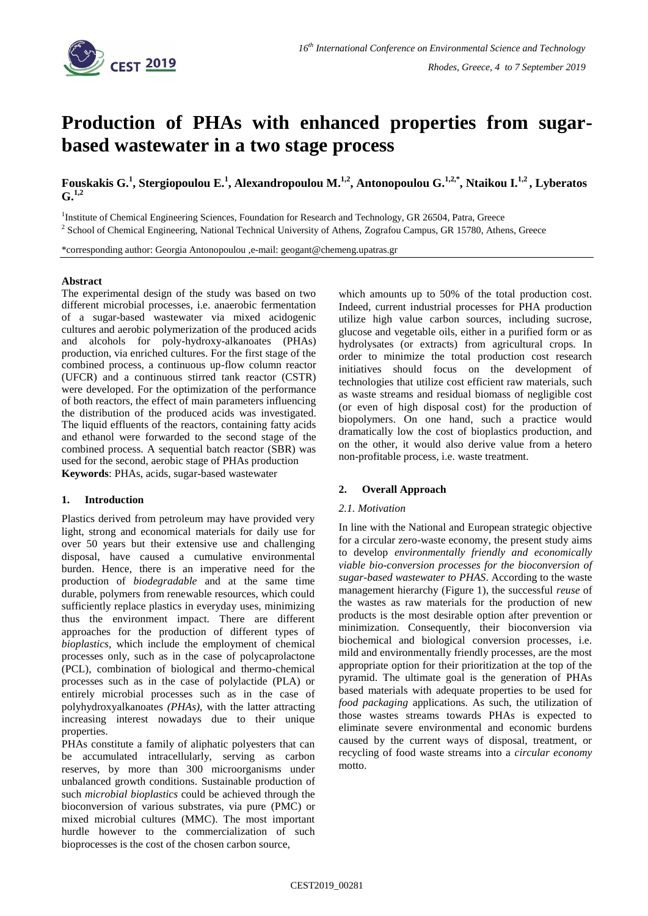# Production of PHAs with enhanced properties from sugar-based wastewater in a two stage process

**Fouskakis G.[1], Stergiopoulou E.[1], Alexandropoulou M.[1,2], Antonopoulou G.[1,2,*], Ntaikou I.[1,2], Lyberatos G.[1,2]**

[1]Institute of Chemical Engineering Sciences, Foundation for Research and Technology, GR 26504, Patra, Greece

[2] School of Chemical Engineering, National Technical University of Athens, Zografou Campus, GR 15780, Athens, Greece

*corresponding author: Georgia Antonopoulou ,e-mail: geogant@chemeng.upatras.gr

**Abstract**

The experimental design of the study was based on two different microbial processes, i.e. anaerobic fermentation of a sugar-based wastewater via mixed acidogenic cultures and aerobic polymerization of the produced acids and alcohols for poly-hydroxy-alkanoates (PHAs) production, via enriched cultures. For the first stage of the combined process, a continuous up-flow column reactor (UFCR) and a continuous stirred tank reactor (CSTR) were developed. For the optimization of the performance of both reactors, the effect of main parameters influencing the distribution of the produced acids was investigated. The liquid effluents of the reactors, containing fatty acids and ethanol were forwarded to the second stage of the combined process. A sequential batch reactor (SBR) was used for the second, aerobic stage of PHAs production

**Keywords**: PHAs, acids, sugar-based wastewater

## 1. Introduction

Plastics derived from petroleum may have provided very light, strong and economical materials for daily use for over 50 years but their extensive use and challenging disposal, have caused a cumulative environmental burden. Hence, there is an imperative need for the production of *biodegradable* and at the same time durable, polymers from renewable resources, which could sufficiently replace plastics in everyday uses, minimizing thus the environment impact. There are different approaches for the production of different types of *bioplastics*, which include the employment of chemical processes only, such as in the case of polycaprolactone (PCL), combination of biological and thermo-chemical processes such as in the case of polylactide (PLA) or entirely microbial processes such as in the case of polyhydroxyalkanoates *(PHAs)*, with the latter attracting increasing interest nowadays due to their unique properties.

PHAs constitute a family of aliphatic polyesters that can be accumulated intracellularly, serving as carbon reserves, by more than 300 microorganisms under unbalanced growth conditions. Sustainable production of such *microbial bioplastics* could be achieved through the bioconversion of various substrates, via pure (PMC) or mixed microbial cultures (MMC). The most important hurdle however to the commercialization of such bioprocesses is the cost of the chosen carbon source, which amounts up to 50% of the total production cost. Indeed, current industrial processes for PHA production utilize high value carbon sources, including sucrose, glucose and vegetable oils, either in a purified form or as hydrolysates (or extracts) from agricultural crops. In order to minimize the total production cost research initiatives should focus on the development of technologies that utilize cost efficient raw materials, such as waste streams and residual biomass of negligible cost (or even of high disposal cost) for the production of biopolymers. On one hand, such a practice would dramatically low the cost of bioplastics production, and on the other, it would also derive value from a hetero non-profitable process, i.e. waste treatment.

## 2. Overall Approach

### *2.1. Motivation*

In line with the National and European strategic objective for a circular zero-waste economy, the present study aims to develop *environmentally friendly and economically viable bio-conversion processes for the bioconversion of sugar-based wastewater to PHAS*. According to the waste management hierarchy (Figure 1), the successful *reuse* of the wastes as raw materials for the production of new products is the most desirable option after prevention or minimization. Consequently, their bioconversion via biochemical and biological conversion processes, i.e. mild and environmentally friendly processes, are the most appropriate option for their prioritization at the top of the pyramid. The ultimate goal is the generation of PHAs based materials with adequate properties to be used for *food packaging* applications. As such, the utilization of those wastes streams towards PHAs is expected to eliminate severe environmental and economic burdens caused by the current ways of disposal, treatment, or recycling of food waste streams into a *circular economy* motto.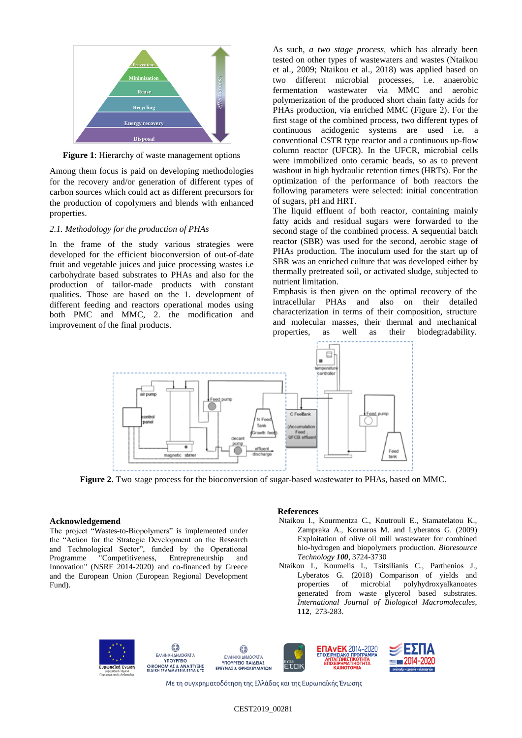Prevention

Minimization

Reuse

Recycling

Energy recovery

Disposal

effectiveness

**Figure 1**: Hierarchy of waste management options

Among them focus is paid on developing methodologies for the recovery and/or generation of different types of carbon sources which could act as different precursors for the production of copolymers and blends with enhanced properties.

*2.1. Methodology for the production of PHAs*

In the frame of the study various strategies were developed for the efficient bioconversion of out-of-date fruit and vegetable juices and juice processing wastes i.e carbohydrate based substrates to PHAs and also for the production of tailor-made products with constant qualities. Those are based on the 1. development of different feeding and reactors operational modes using both PMC and MMC, 2. the modification and improvement of the final products.

As such, *a two stage process*, which has already been tested on other types of wastewaters and wastes (Ntaikou et al., 2009; Ntaikou et al., 2018) was applied based on two different microbial processes, i.e. anaerobic fermentation wastewater via MMC and aerobic polymerization of the produced short chain fatty acids for PHAs production, via enriched MMC (Figure 2). For the first stage of the combined process, two different types of continuous acidogenic systems are used i.e. a conventional CSTR type reactor and a continuous up-flow column reactor (UFCR). In the UFCR, microbial cells were immobilized onto ceramic beads, so as to prevent washout in high hydraulic retention times (HRTs). For the optimization of the performance of both reactors the following parameters were selected: initial concentration of sugars, pH and HRT.

The liquid effluent of both reactor, containing mainly fatty acids and residual sugars were forwarded to the second stage of the combined process. A sequential batch reactor (SBR) was used for the second, aerobic stage of PHAs production. The inoculum used for the start up of SBR was an enriched culture that was developed either by thermally pretreated soil, or activated sludge, subjected to nutrient limitation.

Emphasis is then given on the optimal recovery of the intracellular PHAs and also on their detailed characterization in terms of their composition, structure and molecular masses, their thermal and mechanical properties, as well as their biodegradability.

air pump

control panel

Feed pump

N Feed Tank (Growth feed)

decant pump

magnetic stirrer

effluent discharge

C Feedtank (Accumulation Feed , UFCB effluent)

temperature controller

Feed pump

Feed tank

**Figure 2.** Two stage process for the bioconversion of sugar-based wastewater to PHAs, based on MMC.

## Acknowledgemend

The project "Wastes-to-Biopolymers" is implemented under the "Action for the Strategic Development on the Research and Technological Sector", funded by the Operational Programme "Competitiveness, Entrepreneurship and Innovation" (NSRF 2014-2020) and co-financed by Greece and the European Union (European Regional Development Fund).

## References

Ntaikou I., Kourmentza C., Koutrouli E., Stamatelatou K., Zampraka A., Kornaros M. and Lyberatos G. (2009) Exploitation of olive oil mill wastewater for combined bio-hydrogen and biopolymers production. *Bioresource Technology* ***100***, 3724-3730

Ntaikou I., Koumelis I., Tsitsilianis C., Parthenios J., Lyberatos G. (2018) Comparison of yields and properties of microbial polyhydroxyalkanoates generated from waste glycerol based substrates. *International Journal of Biological Macromolecules*, **112**, 273-283.

Ευρωπαϊκή Ένωση
Ευρωπαϊκό Ταμείο Περιφερειακής Ανάπτυξης

ΕΛΛΗΝΙΚΗ ΔΗΜΟΚΡΑΤΙΑ
ΥΠΟΥΡΓΕΙΟ ΟΙΚΟΝΟΜΙΑΣ & ΑΝΑΠΤΥΞΗΣ
ΕΙΔΙΚΗ ΓΡΑΜΜΑΤΕΙΑ ΕΠΙΑ & ΤΣ

ΕΛΛΗΝΙΚΗ ΔΗΜΟΚΡΑΤΙΑ
ΥΠΟΥΡΓΕΙΟ ΠΑΙΔΕΙΑΣ, ΕΡΕΥΝΑΣ & ΘΡΗΣΚΕΥΜΑΤΩΝ

ΕΥΔΕ ΕΤΑΚ

ΕΠΑνΕΚ 2014-2020
ΕΠΙΧΕΙΡΗΣΙΑΚΟ ΠΡΟΓΡΑΜΜΑ ΑΝΤΑΓΩΝΙΣΤΙΚΟΤΗΤΑ ΕΠΙΧΕΙΡΗΜΑΤΙΚΟΤΗΤΑ ΚΑΙΝΟΤΟΜΙΑ

ΕΣΠΑ 2014-2020
ανάπτυξη - εργασία - αλληλεγγύη

Με τη συγχρηματοδότηση της Ελλάδας και της Ευρωπαϊκής Ένωσης

CEST2019_00281